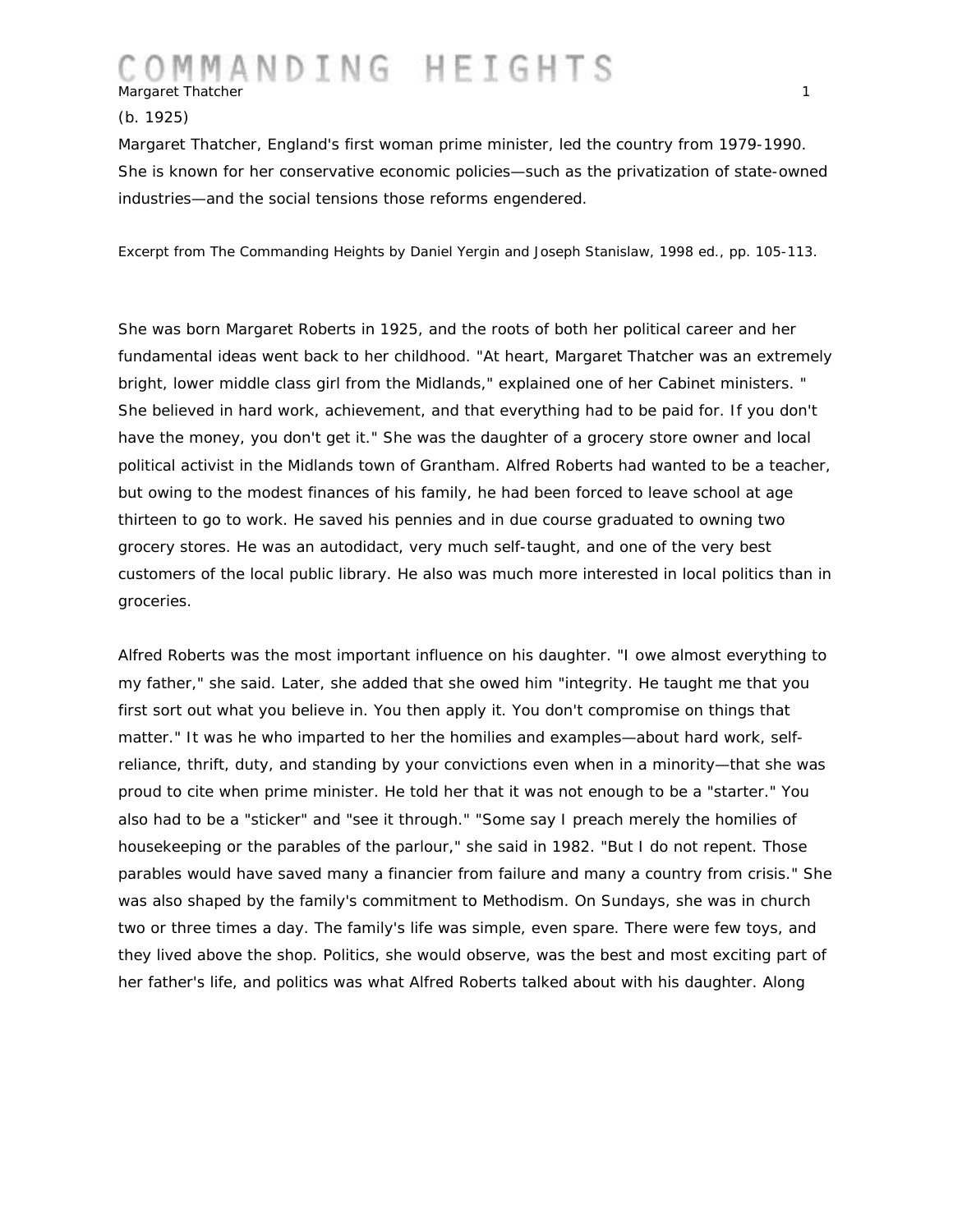# COMMANDING HEIGHTS

## Margaret Thatcher

(b. 1925)

Margaret Thatcher, England's first woman prime minister, led the country from 1979-1990. She is known for her conservative economic policies—such as the privatization of state-owned industries—and the social tensions those reforms engendered.

Excerpt from The Commanding Heights by Daniel Yergin and Joseph Stanislaw, 1998 ed., pp. 105-113.

She was born Margaret Roberts in 1925, and the roots of both her political career and her fundamental ideas went back to her childhood. "At heart, Margaret Thatcher was an extremely bright, lower middle class girl from the Midlands," explained one of her Cabinet ministers. "She believed in hard work, achievement, and that everything had to be paid for. If you don't have the money, you don't get it." She was the daughter of a grocery store owner and local political activist in the Midlands town of Grantham. Alfred Roberts had wanted to be a teacher, but owing to the modest finances of his family, he had been forced to leave school at age thirteen to go to work. He saved his pennies and in due course graduated to owning two grocery stores. He was an autodidact, very much self-taught, and one of the very best customers of the local public library. He also was much more interested in local politics than in groceries.

Alfred Roberts was the most important influence on his daughter. "I owe almost everything to my father," she said. Later, she added that she owed him "integrity. He taught me that you first sort out what you believe in. You then apply it. You don't compromise on things that matter." It was he who imparted to her the homilies and examples—about hard work, self-reliance, thrift, duty, and standing by your convictions even when in a minority—that she was proud to cite when prime minister. He told her that it was not enough to be a "starter." You also had to be a "sticker" and "see it through." "Some say I preach merely the homilies of housekeeping or the parables of the parlour," she said in 1982. "But I do not repent. Those parables would have saved many a financier from failure and many a country from crisis." She was also shaped by the family's commitment to Methodism. On Sundays, she was in church two or three times a day. The family's life was simple, even spare. There were few toys, and they lived above the shop. Politics, she would observe, was the best and most exciting part of her father's life, and politics was what Alfred Roberts talked about with his daughter. Along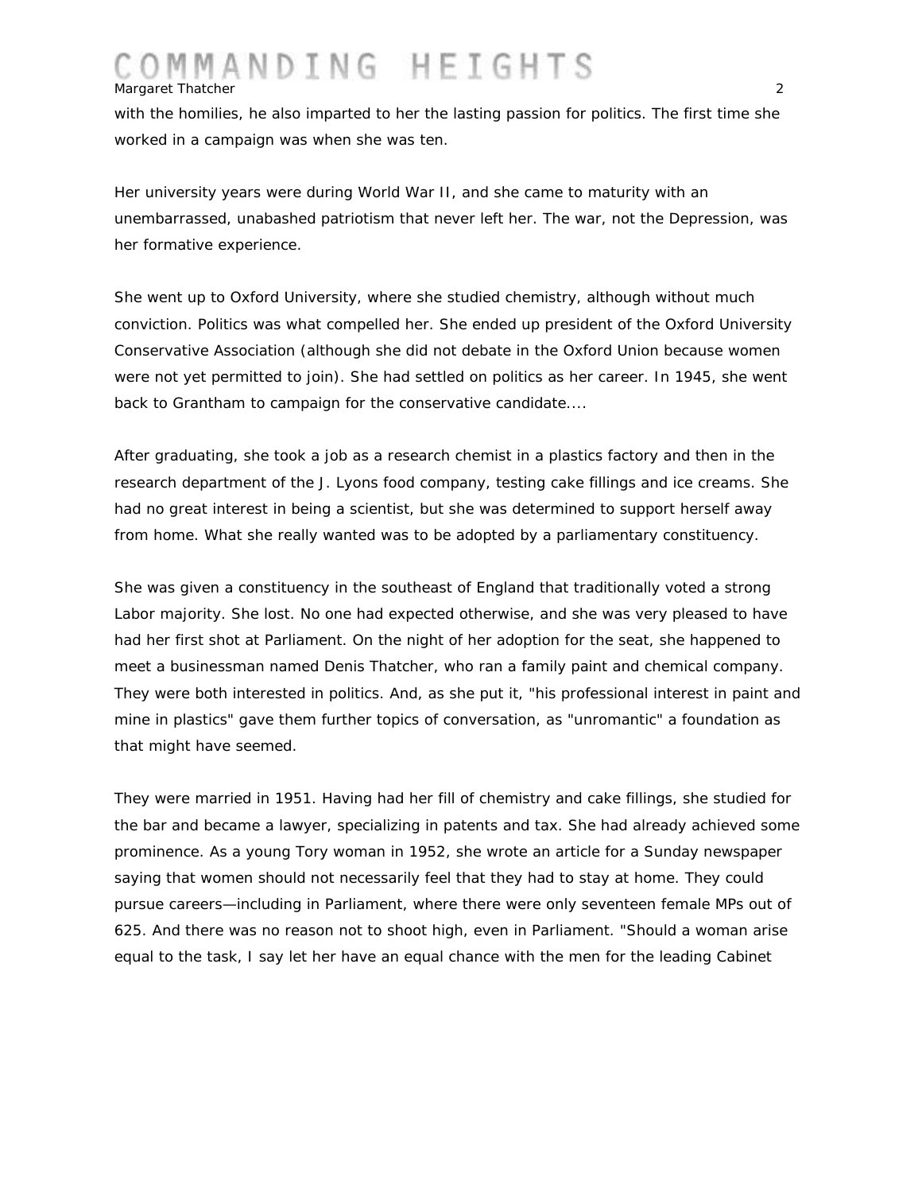with the homilies, he also imparted to her the lasting passion for politics. The first time she worked in a campaign was when she was ten.

Her university years were during World War II, and she came to maturity with an unembarrassed, unabashed patriotism that never left her. The war, not the Depression, was her formative experience.

She went up to Oxford University, where she studied chemistry, although without much conviction. Politics was what compelled her. She ended up president of the Oxford University Conservative Association (although she did not debate in the Oxford Union because women were not yet permitted to join). She had settled on politics as her career. In 1945, she went back to Grantham to campaign for the conservative candidate....

After graduating, she took a job as a research chemist in a plastics factory and then in the research department of the J. Lyons food company, testing cake fillings and ice creams. She had no great interest in being a scientist, but she was determined to support herself away from home. What she really wanted was to be adopted by a parliamentary constituency.

She was given a constituency in the southeast of England that traditionally voted a strong Labor majority. She lost. No one had expected otherwise, and she was very pleased to have had her first shot at Parliament. On the night of her adoption for the seat, she happened to meet a businessman named Denis Thatcher, who ran a family paint and chemical company. They were both interested in politics. And, as she put it, "his professional interest in paint and mine in plastics" gave them further topics of conversation, as "unromantic" a foundation as that might have seemed.

They were married in 1951. Having had her fill of chemistry and cake fillings, she studied for the bar and became a lawyer, specializing in patents and tax. She had already achieved some prominence. As a young Tory woman in 1952, she wrote an article for a Sunday newspaper saying that women should not necessarily feel that they had to stay at home. They could pursue careers—including in Parliament, where there were only seventeen female MPs out of 625. And there was no reason not to shoot high, even in Parliament. "Should a woman arise equal to the task, I say let her have an equal chance with the men for the leading Cabinet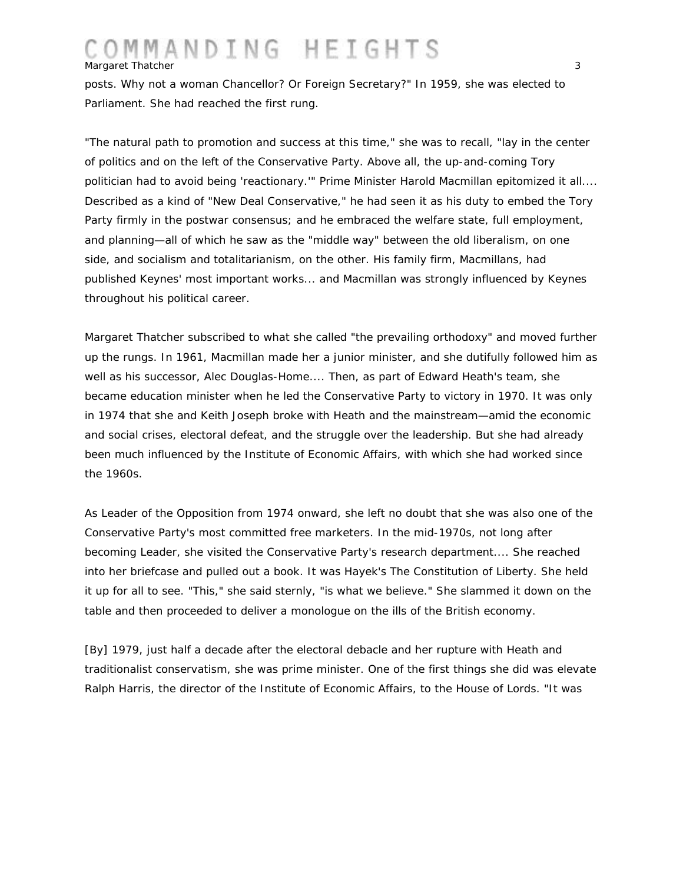posts. Why not a woman Chancellor? Or Foreign Secretary?" In 1959, she was elected to Parliament. She had reached the first rung.

"The natural path to promotion and success at this time," she was to recall, "lay in the center of politics and on the left of the Conservative Party. Above all, the up-and-coming Tory politician had to avoid being 'reactionary.'" Prime Minister Harold Macmillan epitomized it all.... Described as a kind of "New Deal Conservative," he had seen it as his duty to embed the Tory Party firmly in the postwar consensus; and he embraced the welfare state, full employment, and planning—all of which he saw as the "middle way" between the old liberalism, on one side, and socialism and totalitarianism, on the other. His family firm, Macmillans, had published Keynes' most important works... and Macmillan was strongly influenced by Keynes throughout his political career.

Margaret Thatcher subscribed to what she called "the prevailing orthodoxy" and moved further up the rungs. In 1961, Macmillan made her a junior minister, and she dutifully followed him as well as his successor, Alec Douglas-Home.... Then, as part of Edward Heath's team, she became education minister when he led the Conservative Party to victory in 1970. It was only in 1974 that she and Keith Joseph broke with Heath and the mainstream—amid the economic and social crises, electoral defeat, and the struggle over the leadership. But she had already been much influenced by the Institute of Economic Affairs, with which she had worked since the 1960s.

As Leader of the Opposition from 1974 onward, she left no doubt that she was also one of the Conservative Party's most committed free marketers. In the mid-1970s, not long after becoming Leader, she visited the Conservative Party's research department.... She reached into her briefcase and pulled out a book. It was Hayek's The Constitution of Liberty. She held it up for all to see. "This," she said sternly, "is what we believe." She slammed it down on the table and then proceeded to deliver a monologue on the ills of the British economy.

[By] 1979, just half a decade after the electoral debacle and her rupture with Heath and traditionalist conservatism, she was prime minister. One of the first things she did was elevate Ralph Harris, the director of the Institute of Economic Affairs, to the House of Lords. "It was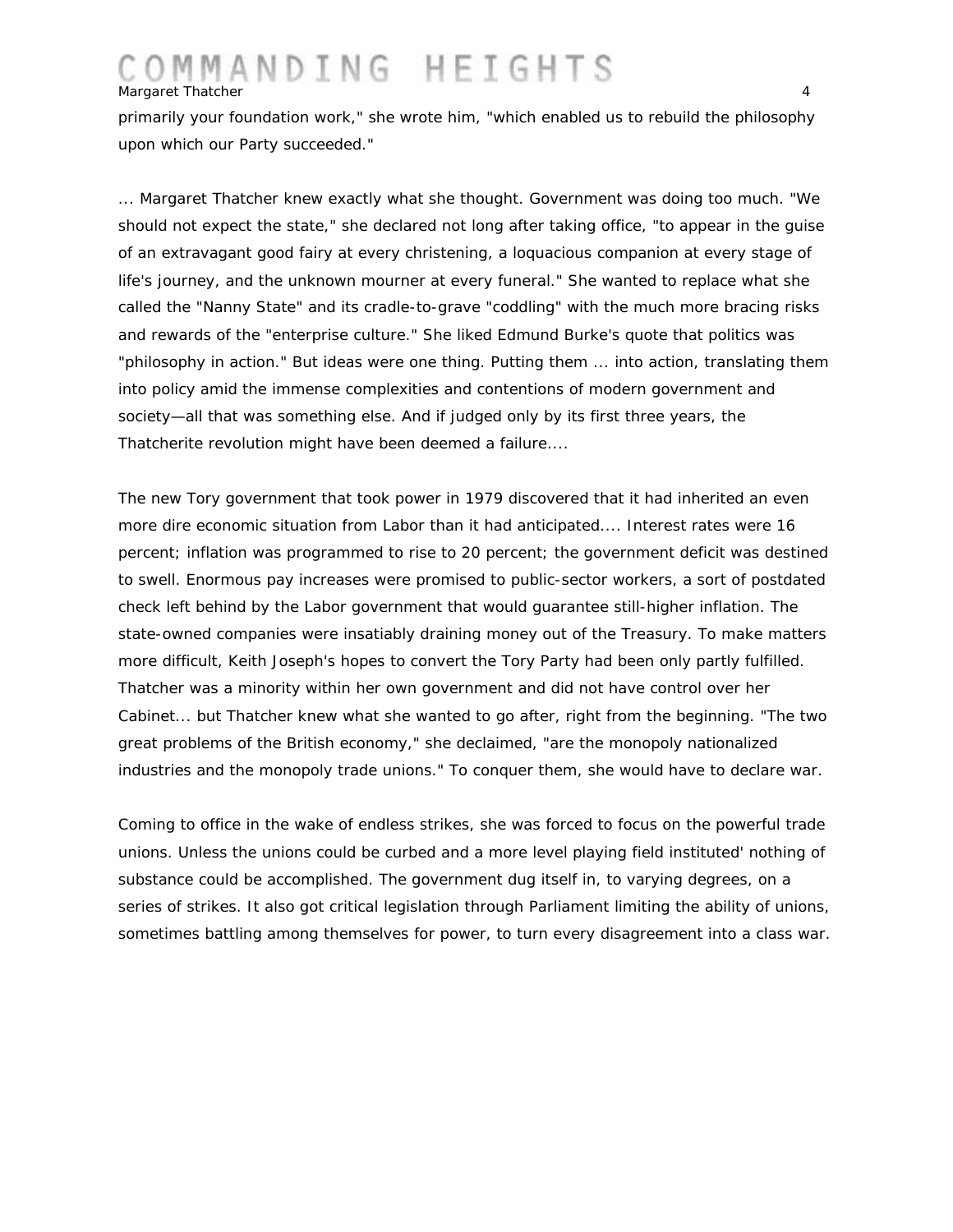primarily your foundation work," she wrote him, "which enabled us to rebuild the philosophy upon which our Party succeeded."

... Margaret Thatcher knew exactly what she thought. Government was doing too much. "We should not expect the state," she declared not long after taking office, "to appear in the guise of an extravagant good fairy at every christening, a loquacious companion at every stage of life's journey, and the unknown mourner at every funeral." She wanted to replace what she called the "Nanny State" and its cradle-to-grave "coddling" with the much more bracing risks and rewards of the "enterprise culture." She liked Edmund Burke's quote that politics was "philosophy in action." But ideas were one thing. Putting them ... into action, translating them into policy amid the immense complexities and contentions of modern government and society—all that was something else. And if judged only by its first three years, the Thatcherite revolution might have been deemed a failure....

The new Tory government that took power in 1979 discovered that it had inherited an even more dire economic situation from Labor than it had anticipated.... Interest rates were 16 percent; inflation was programmed to rise to 20 percent; the government deficit was destined to swell. Enormous pay increases were promised to public-sector workers, a sort of postdated check left behind by the Labor government that would guarantee still-higher inflation. The state-owned companies were insatiably draining money out of the Treasury. To make matters more difficult, Keith Joseph's hopes to convert the Tory Party had been only partly fulfilled. Thatcher was a minority within her own government and did not have control over her Cabinet... but Thatcher knew what she wanted to go after, right from the beginning. "The two great problems of the British economy," she declaimed, "are the monopoly nationalized industries and the monopoly trade unions." To conquer them, she would have to declare war.

Coming to office in the wake of endless strikes, she was forced to focus on the powerful trade unions. Unless the unions could be curbed and a more level playing field instituted' nothing of substance could be accomplished. The government dug itself in, to varying degrees, on a series of strikes. It also got critical legislation through Parliament limiting the ability of unions, sometimes battling among themselves for power, to turn every disagreement into a class war.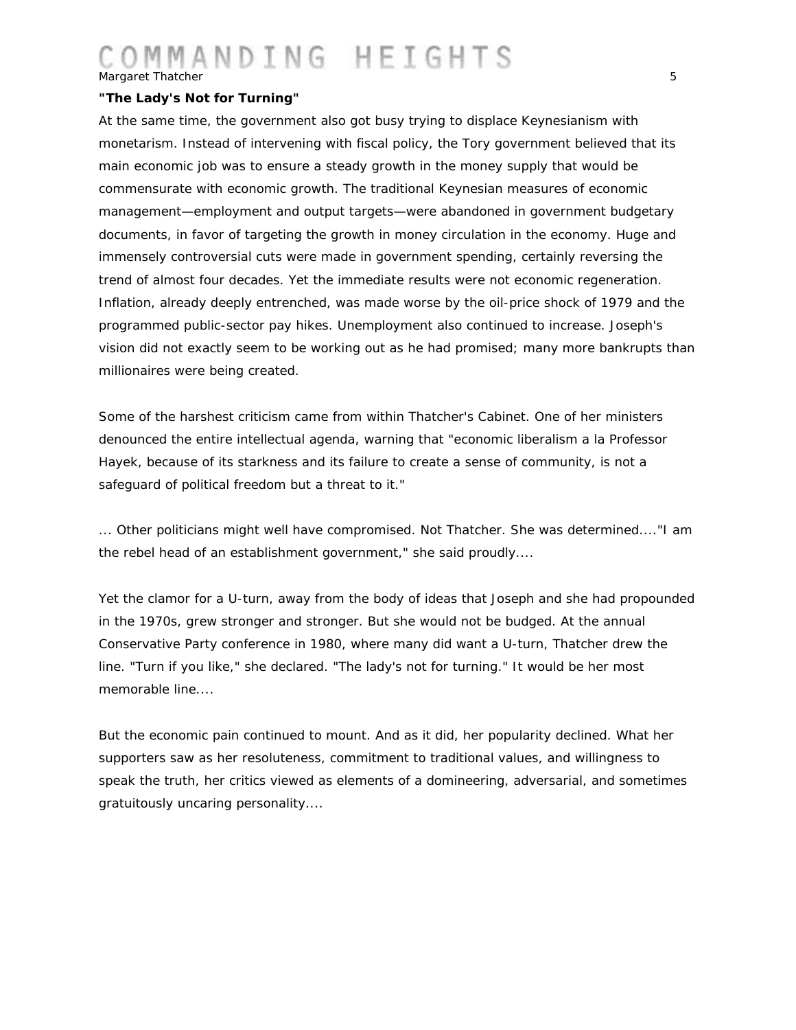**"The Lady's Not for Turning"**

At the same time, the government also got busy trying to displace Keynesianism with monetarism. Instead of intervening with fiscal policy, the Tory government believed that its main economic job was to ensure a steady growth in the money supply that would be commensurate with economic growth. The traditional Keynesian measures of economic management—employment and output targets—were abandoned in government budgetary documents, in favor of targeting the growth in money circulation in the economy. Huge and immensely controversial cuts were made in government spending, certainly reversing the trend of almost four decades. Yet the immediate results were not economic regeneration. Inflation, already deeply entrenched, was made worse by the oil-price shock of 1979 and the programmed public-sector pay hikes. Unemployment also continued to increase. Joseph's vision did not exactly seem to be working out as he had promised; many more bankrupts than millionaires were being created.

Some of the harshest criticism came from within Thatcher's Cabinet. One of her ministers denounced the entire intellectual agenda, warning that "economic liberalism a la Professor Hayek, because of its starkness and its failure to create a sense of community, is not a safeguard of political freedom but a threat to it."

... Other politicians might well have compromised. Not Thatcher. She was determined...."I am the rebel head of an establishment government," she said proudly....

Yet the clamor for a U-turn, away from the body of ideas that Joseph and she had propounded in the 1970s, grew stronger and stronger. But she would not be budged. At the annual Conservative Party conference in 1980, where many did want a U-turn, Thatcher drew the line. "Turn if you like," she declared. "The lady's not for turning." It would be her most memorable line....

But the economic pain continued to mount. And as it did, her popularity declined. What her supporters saw as her resoluteness, commitment to traditional values, and willingness to speak the truth, her critics viewed as elements of a domineering, adversarial, and sometimes gratuitously uncaring personality....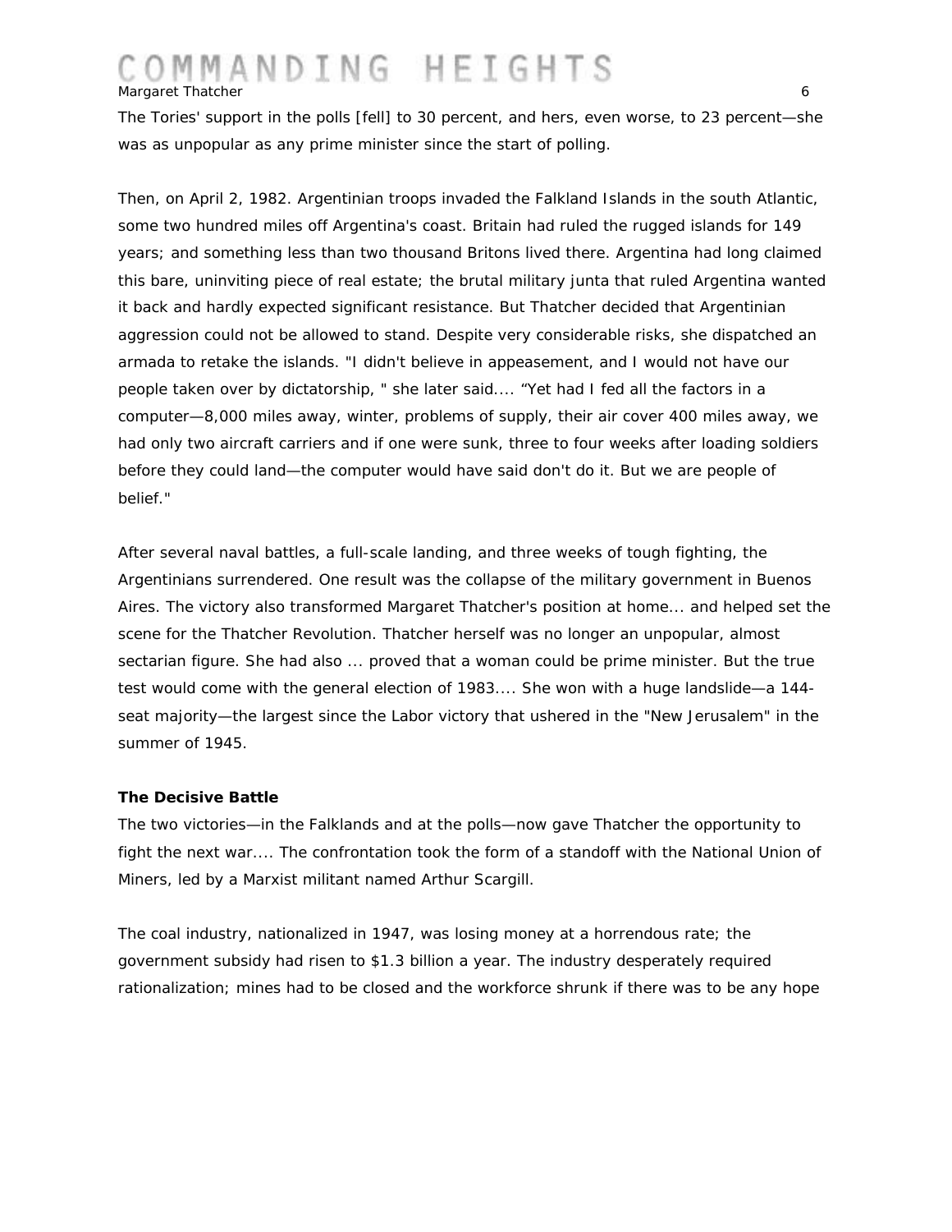The Tories' support in the polls [fell] to 30 percent, and hers, even worse, to 23 percent—she was as unpopular as any prime minister since the start of polling.

Then, on April 2, 1982. Argentinian troops invaded the Falkland Islands in the south Atlantic, some two hundred miles off Argentina's coast. Britain had ruled the rugged islands for 149 years; and something less than two thousand Britons lived there. Argentina had long claimed this bare, uninviting piece of real estate; the brutal military junta that ruled Argentina wanted it back and hardly expected significant resistance. But Thatcher decided that Argentinian aggression could not be allowed to stand. Despite very considerable risks, she dispatched an armada to retake the islands. "I didn't believe in appeasement, and I would not have our people taken over by dictatorship, " she later said.... "Yet had I fed all the factors in a computer—8,000 miles away, winter, problems of supply, their air cover 400 miles away, we had only two aircraft carriers and if one were sunk, three to four weeks after loading soldiers before they could land—the computer would have said don't do it. But we are people of belief."

After several naval battles, a full-scale landing, and three weeks of tough fighting, the Argentinians surrendered. One result was the collapse of the military government in Buenos Aires. The victory also transformed Margaret Thatcher's position at home... and helped set the scene for the Thatcher Revolution. Thatcher herself was no longer an unpopular, almost sectarian figure. She had also ... proved that a woman could be prime minister. But the true test would come with the general election of 1983.... She won with a huge landslide—a 144-seat majority—the largest since the Labor victory that ushered in the "New Jerusalem" in the summer of 1945.

**The Decisive Battle**

The two victories—in the Falklands and at the polls—now gave Thatcher the opportunity to fight the next war.... The confrontation took the form of a standoff with the National Union of Miners, led by a Marxist militant named Arthur Scargill.

The coal industry, nationalized in 1947, was losing money at a horrendous rate; the government subsidy had risen to $1.3 billion a year. The industry desperately required rationalization; mines had to be closed and the workforce shrunk if there was to be any hope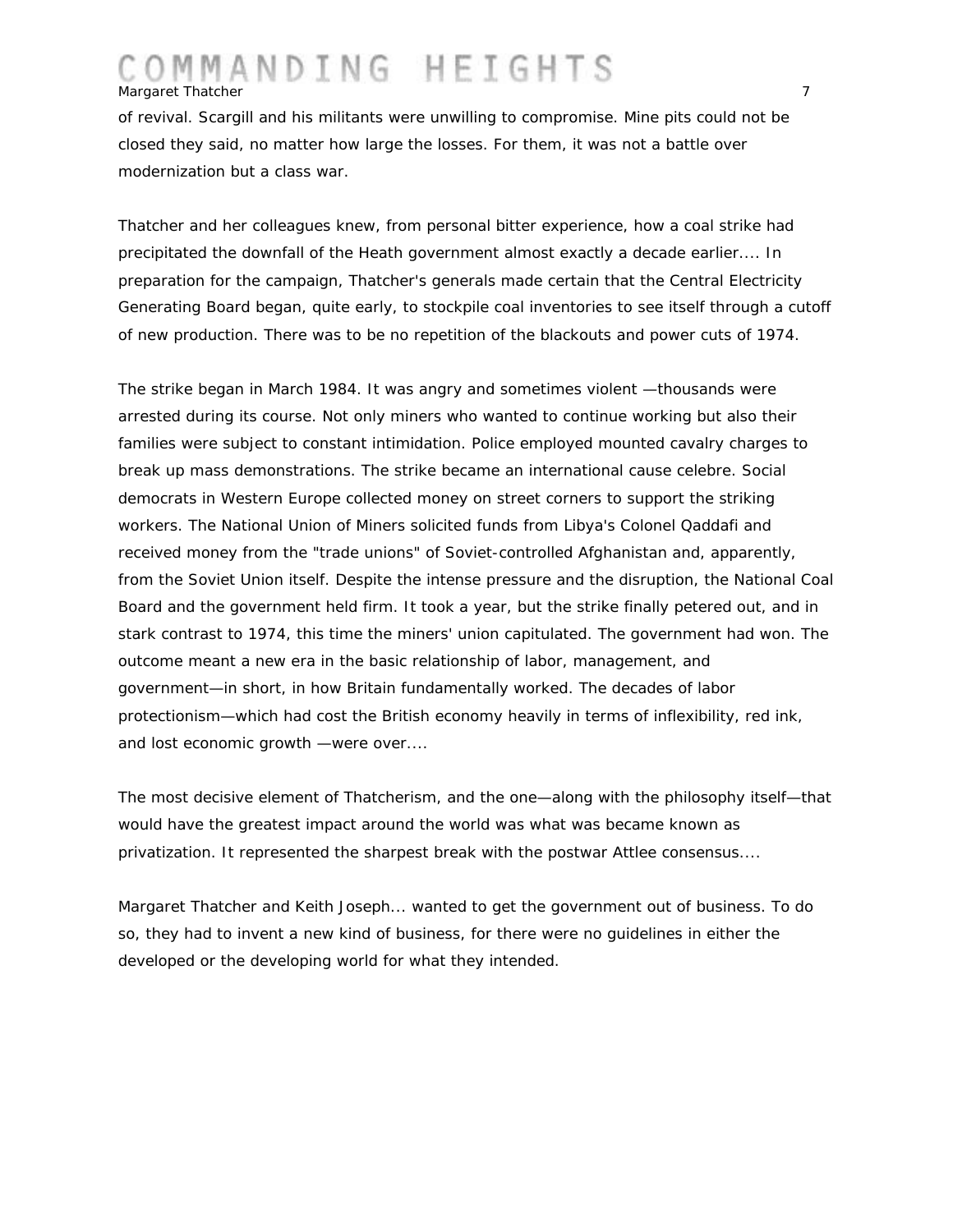of revival. Scargill and his militants were unwilling to compromise. Mine pits could not be closed they said, no matter how large the losses. For them, it was not a battle over modernization but a class war.

Thatcher and her colleagues knew, from personal bitter experience, how a coal strike had precipitated the downfall of the Heath government almost exactly a decade earlier.... In preparation for the campaign, Thatcher's generals made certain that the Central Electricity Generating Board began, quite early, to stockpile coal inventories to see itself through a cutoff of new production. There was to be no repetition of the blackouts and power cuts of 1974.

The strike began in March 1984. It was angry and sometimes violent —thousands were arrested during its course. Not only miners who wanted to continue working but also their families were subject to constant intimidation. Police employed mounted cavalry charges to break up mass demonstrations. The strike became an international cause celebre. Social democrats in Western Europe collected money on street corners to support the striking workers. The National Union of Miners solicited funds from Libya's Colonel Qaddafi and received money from the "trade unions" of Soviet-controlled Afghanistan and, apparently, from the Soviet Union itself. Despite the intense pressure and the disruption, the National Coal Board and the government held firm. It took a year, but the strike finally petered out, and in stark contrast to 1974, this time the miners' union capitulated. The government had won. The outcome meant a new era in the basic relationship of labor, management, and government—in short, in how Britain fundamentally worked. The decades of labor protectionism—which had cost the British economy heavily in terms of inflexibility, red ink, and lost economic growth —were over....

The most decisive element of Thatcherism, and the one—along with the philosophy itself—that would have the greatest impact around the world was what was became known as privatization. It represented the sharpest break with the postwar Attlee consensus....

Margaret Thatcher and Keith Joseph... wanted to get the government out of business. To do so, they had to invent a new kind of business, for there were no guidelines in either the developed or the developing world for what they intended.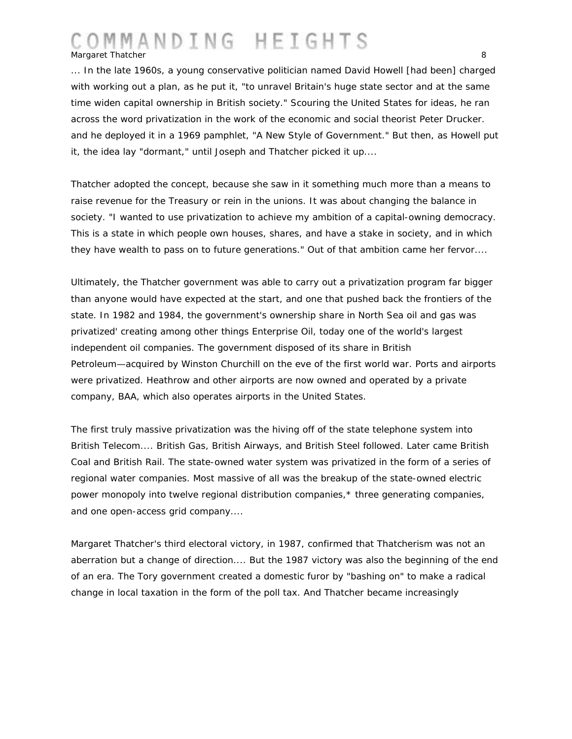... In the late 1960s, a young conservative politician named David Howell [had been] charged with working out a plan, as he put it, "to unravel Britain's huge state sector and at the same time widen capital ownership in British society." Scouring the United States for ideas, he ran across the word privatization in the work of the economic and social theorist Peter Drucker. and he deployed it in a 1969 pamphlet, "A New Style of Government." But then, as Howell put it, the idea lay "dormant," until Joseph and Thatcher picked it up....

Thatcher adopted the concept, because she saw in it something much more than a means to raise revenue for the Treasury or rein in the unions. It was about changing the balance in society. "I wanted to use privatization to achieve my ambition of a capital-owning democracy. This is a state in which people own houses, shares, and have a stake in society, and in which they have wealth to pass on to future generations." Out of that ambition came her fervor....

Ultimately, the Thatcher government was able to carry out a privatization program far bigger than anyone would have expected at the start, and one that pushed back the frontiers of the state. In 1982 and 1984, the government's ownership share in North Sea oil and gas was privatized' creating among other things Enterprise Oil, today one of the world's largest independent oil companies. The government disposed of its share in British Petroleum—acquired by Winston Churchill on the eve of the first world war. Ports and airports were privatized. Heathrow and other airports are now owned and operated by a private company, BAA, which also operates airports in the United States.

The first truly massive privatization was the hiving off of the state telephone system into British Telecom.... British Gas, British Airways, and British Steel followed. Later came British Coal and British Rail. The state-owned water system was privatized in the form of a series of regional water companies. Most massive of all was the breakup of the state-owned electric power monopoly into twelve regional distribution companies,* three generating companies, and one open-access grid company....

Margaret Thatcher's third electoral victory, in 1987, confirmed that Thatcherism was not an aberration but a change of direction.... But the 1987 victory was also the beginning of the end of an era. The Tory government created a domestic furor by "bashing on" to make a radical change in local taxation in the form of the poll tax. And Thatcher became increasingly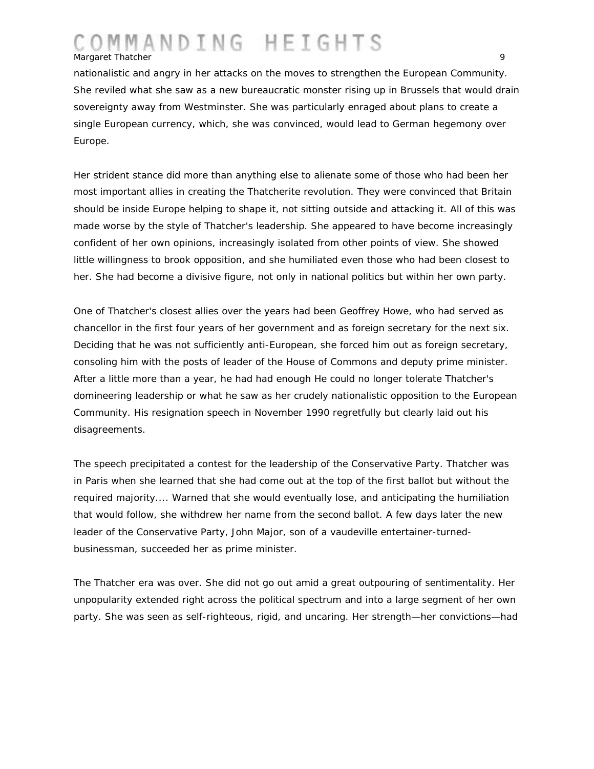nationalistic and angry in her attacks on the moves to strengthen the European Community. She reviled what she saw as a new bureaucratic monster rising up in Brussels that would drain sovereignty away from Westminster. She was particularly enraged about plans to create a single European currency, which, she was convinced, would lead to German hegemony over Europe.

Her strident stance did more than anything else to alienate some of those who had been her most important allies in creating the Thatcherite revolution. They were convinced that Britain should be inside Europe helping to shape it, not sitting outside and attacking it. All of this was made worse by the style of Thatcher's leadership. She appeared to have become increasingly confident of her own opinions, increasingly isolated from other points of view. She showed little willingness to brook opposition, and she humiliated even those who had been closest to her. She had become a divisive figure, not only in national politics but within her own party.

One of Thatcher's closest allies over the years had been Geoffrey Howe, who had served as chancellor in the first four years of her government and as foreign secretary for the next six. Deciding that he was not sufficiently anti-European, she forced him out as foreign secretary, consoling him with the posts of leader of the House of Commons and deputy prime minister. After a little more than a year, he had had enough He could no longer tolerate Thatcher's domineering leadership or what he saw as her crudely nationalistic opposition to the European Community. His resignation speech in November 1990 regretfully but clearly laid out his disagreements.

The speech precipitated a contest for the leadership of the Conservative Party. Thatcher was in Paris when she learned that she had come out at the top of the first ballot but without the required majority.... Warned that she would eventually lose, and anticipating the humiliation that would follow, she withdrew her name from the second ballot. A few days later the new leader of the Conservative Party, John Major, son of a vaudeville entertainer-turned-businessman, succeeded her as prime minister.

The Thatcher era was over. She did not go out amid a great outpouring of sentimentality. Her unpopularity extended right across the political spectrum and into a large segment of her own party. She was seen as self-righteous, rigid, and uncaring. Her strength—her convictions—had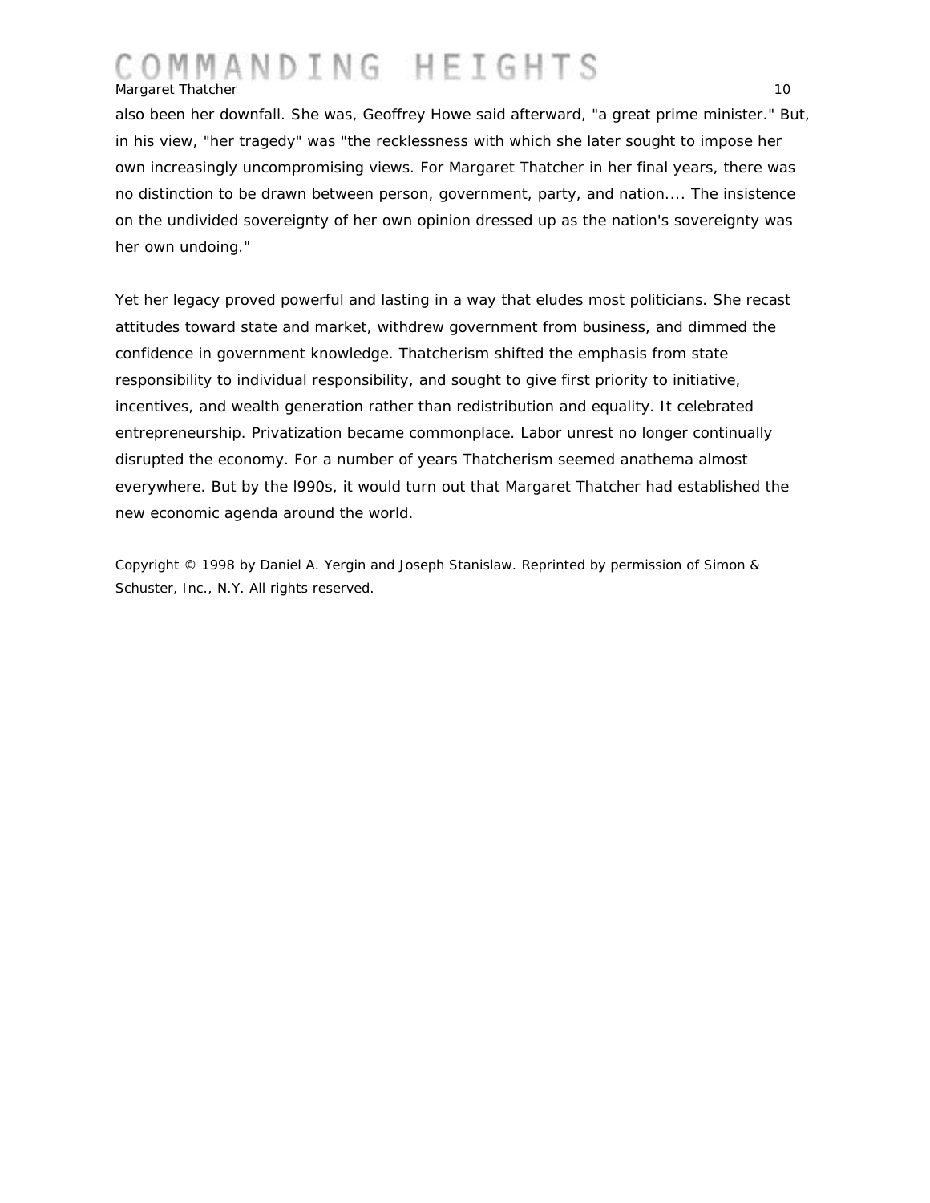also been her downfall. She was, Geoffrey Howe said afterward, "a great prime minister." But, in his view, "her tragedy" was "the recklessness with which she later sought to impose her own increasingly uncompromising views. For Margaret Thatcher in her final years, there was no distinction to be drawn between person, government, party, and nation.... The insistence on the undivided sovereignty of her own opinion dressed up as the nation's sovereignty was her own undoing."

Yet her legacy proved powerful and lasting in a way that eludes most politicians. She recast attitudes toward state and market, withdrew government from business, and dimmed the confidence in government knowledge. Thatcherism shifted the emphasis from state responsibility to individual responsibility, and sought to give first priority to initiative, incentives, and wealth generation rather than redistribution and equality. It celebrated entrepreneurship. Privatization became commonplace. Labor unrest no longer continually disrupted the economy. For a number of years Thatcherism seemed anathema almost everywhere. But by the l990s, it would turn out that Margaret Thatcher had established the new economic agenda around the world.

Copyright © 1998 by Daniel A. Yergin and Joseph Stanislaw. Reprinted by permission of Simon & Schuster, Inc., N.Y. All rights reserved.